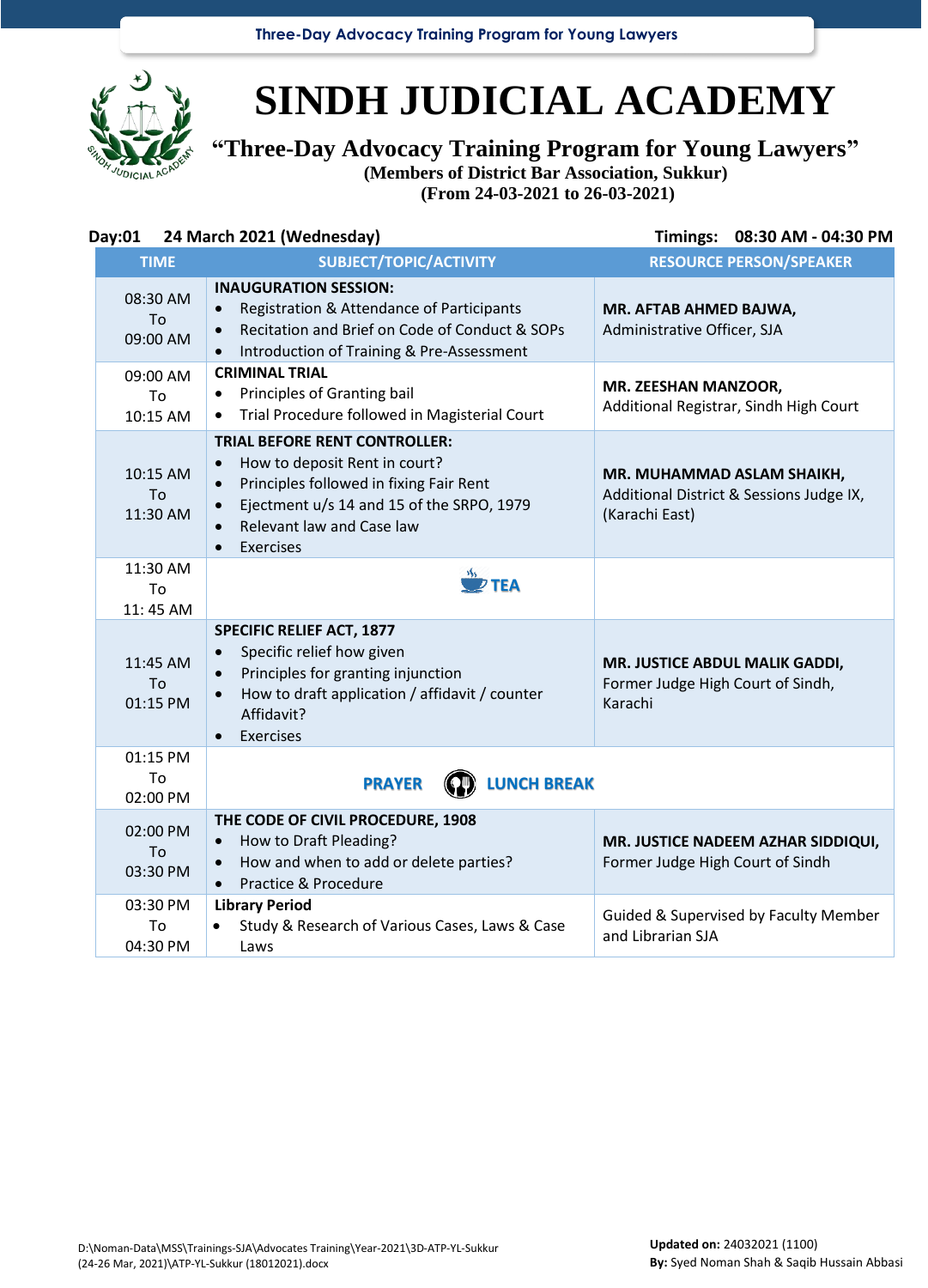# SINDH JUDICIAL ACADEMY

## "Three-Day Advocacy Training Program for Young Lawyers"

**(Members of District Bar Association, Sukkur)**
**(From 24-03-2021 to 26-03-2021)**

**Day:01 24 March 2021 (Wednesday)** **Timings: 08:30 AM - 04:30 PM**

| TIME | SUBJECT/TOPIC/ACTIVITY | RESOURCE PERSON/SPEAKER |
|---|---|---|
| 08:30 AM To 09:00 AM | **INAUGURATION SESSION:**<br>• Registration & Attendance of Participants<br>• Recitation and Brief on Code of Conduct & SOPs<br>• Introduction of Training & Pre-Assessment | **MR. AFTAB AHMED BAJWA,**<br>Administrative Officer, SJA |
| 09:00 AM To 10:15 AM | **CRIMINAL TRIAL**<br>• Principles of Granting bail<br>• Trial Procedure followed in Magisterial Court | **MR. ZEESHAN MANZOOR,**<br>Additional Registrar, Sindh High Court |
| 10:15 AM To 11:30 AM | **TRIAL BEFORE RENT CONTROLLER:**<br>• How to deposit Rent in court?<br>• Principles followed in fixing Fair Rent<br>• Ejectment u/s 14 and 15 of the SRPO, 1979<br>• Relevant law and Case law<br>• Exercises | **MR. MUHAMMAD ASLAM SHAIKH,**<br>Additional District & Sessions Judge IX, (Karachi East) |
| 11:30 AM To 11: 45 AM | TEA | |
| 11:45 AM To 01:15 PM | **SPECIFIC RELIEF ACT, 1877**<br>• Specific relief how given<br>• Principles for granting injunction<br>• How to draft application / affidavit / counter Affidavit?<br>• Exercises | **MR. JUSTICE ABDUL MALIK GADDI,**<br>Former Judge High Court of Sindh, Karachi |
| 01:15 PM To 02:00 PM | PRAYER LUNCH BREAK | |
| 02:00 PM To 03:30 PM | **THE CODE OF CIVIL PROCEDURE, 1908**<br>• How to Draft Pleading?<br>• How and when to add or delete parties?<br>• Practice & Procedure | **MR. JUSTICE NADEEM AZHAR SIDDIQUI,**<br>Former Judge High Court of Sindh |
| 03:30 PM To 04:30 PM | **Library Period**<br>• Study & Research of Various Cases, Laws & Case Laws | Guided & Supervised by Faculty Member and Librarian SJA |

D:\Noman-Data\MSS\Trainings-SJA\Advocates Training\Year-2021\3D-ATP-YL-Sukkur (24-26 Mar, 2021)\ATP-YL-Sukkur (18012021).docx

**Updated on:** 24032021 (1100)
**By:** Syed Noman Shah & Saqib Hussain Abbasi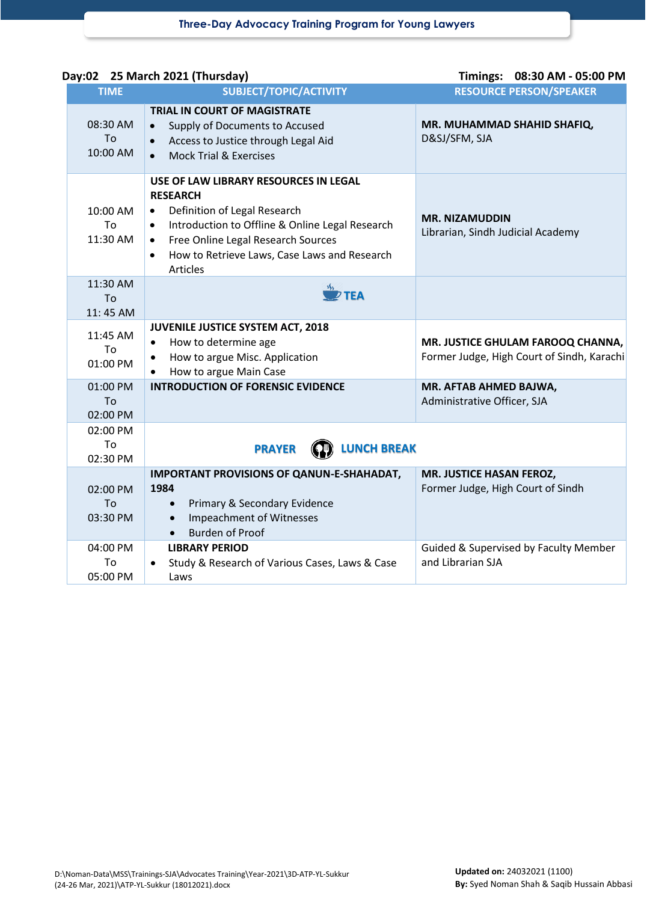**Day:02 25 March 2021 (Thursday)** **Timings: 08:30 AM - 05:00 PM**

| TIME | SUBJECT/TOPIC/ACTIVITY | RESOURCE PERSON/SPEAKER |
|---|---|---|
| 08:30 AM To 10:00 AM | **TRIAL IN COURT OF MAGISTRATE**<br>• Supply of Documents to Accused<br>• Access to Justice through Legal Aid<br>• Mock Trial & Exercises | **MR. MUHAMMAD SHAHID SHAFIQ,** D&SJ/SFM, SJA |
| 10:00 AM To 11:30 AM | **USE OF LAW LIBRARY RESOURCES IN LEGAL RESEARCH**<br>• Definition of Legal Research<br>• Introduction to Offline & Online Legal Research<br>• Free Online Legal Research Sources<br>• How to Retrieve Laws, Case Laws and Research Articles | **MR. NIZAMUDDIN** Librarian, Sindh Judicial Academy |
| 11:30 AM To 11: 45 AM | **TEA** | |
| 11:45 AM To 01:00 PM | **JUVENILE JUSTICE SYSTEM ACT, 2018**<br>• How to determine age<br>• How to argue Misc. Application<br>• How to argue Main Case | **MR. JUSTICE GHULAM FAROOQ CHANNA,** Former Judge, High Court of Sindh, Karachi |
| 01:00 PM To 02:00 PM | **INTRODUCTION OF FORENSIC EVIDENCE** | **MR. AFTAB AHMED BAJWA,** Administrative Officer, SJA |
| 02:00 PM To 02:30 PM | **PRAYER** **LUNCH BREAK** | |
| 02:00 PM To 03:30 PM | **IMPORTANT PROVISIONS OF QANUN-E-SHAHADAT, 1984**<br>• Primary & Secondary Evidence<br>• Impeachment of Witnesses<br>• Burden of Proof | **MR. JUSTICE HASAN FEROZ,** Former Judge, High Court of Sindh |
| 04:00 PM To 05:00 PM | **LIBRARY PERIOD**<br>• Study & Research of Various Cases, Laws & Case Laws | Guided & Supervised by Faculty Member and Librarian SJA |

D:\Noman-Data\MSS\Trainings-SJA\Advocates Training\Year-2021\3D-ATP-YL-Sukkur (24-26 Mar, 2021)\ATP-YL-Sukkur (18012021).docx

**Updated on:** 24032021 (1100)
**By:** Syed Noman Shah & Saqib Hussain Abbasi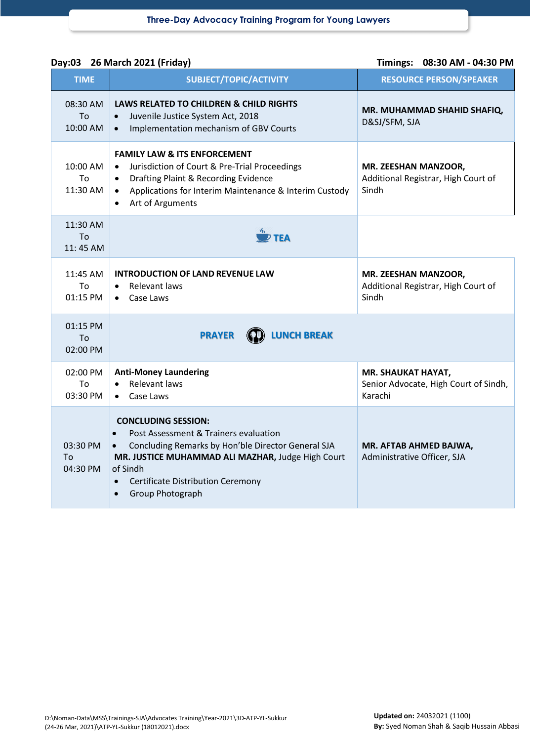Three-Day Advocacy Training Program for Young Lawyers

**Day:03 26 March 2021 (Friday)** **Timings: 08:30 AM - 04:30 PM**

| TIME | SUBJECT/TOPIC/ACTIVITY | RESOURCE PERSON/SPEAKER |
|---|---|---|
| 08:30 AM To 10:00 AM | **LAWS RELATED TO CHILDREN & CHILD RIGHTS**<br>• Juvenile Justice System Act, 2018<br>• Implementation mechanism of GBV Courts | **MR. MUHAMMAD SHAHID SHAFIQ,** D&SJ/SFM, SJA |
| 10:00 AM To 11:30 AM | **FAMILY LAW & ITS ENFORCEMENT**<br>• Jurisdiction of Court & Pre-Trial Proceedings<br>• Drafting Plaint & Recording Evidence<br>• Applications for Interim Maintenance & Interim Custody<br>• Art of Arguments | **MR. ZEESHAN MANZOOR,** Additional Registrar, High Court of Sindh |
| 11:30 AM To 11: 45 AM | **TEA** | |
| 11:45 AM To 01:15 PM | **INTRODUCTION OF LAND REVENUE LAW**<br>• Relevant laws<br>• Case Laws | **MR. ZEESHAN MANZOOR,** Additional Registrar, High Court of Sindh |
| 01:15 PM To 02:00 PM | **PRAYER LUNCH BREAK** | |
| 02:00 PM To 03:30 PM | **Anti-Money Laundering**<br>• Relevant laws<br>• Case Laws | **MR. SHAUKAT HAYAT,** Senior Advocate, High Court of Sindh, Karachi |
| 03:30 PM To 04:30 PM | **CONCLUDING SESSION:**<br>• Post Assessment & Trainers evaluation<br>• Concluding Remarks by Hon'ble Director General SJA **MR. JUSTICE MUHAMMAD ALI MAZHAR,** Judge High Court of Sindh<br>• Certificate Distribution Ceremony<br>• Group Photograph | **MR. AFTAB AHMED BAJWA,** Administrative Officer, SJA |

D:\Noman-Data\MSS\Trainings-SJA\Advocates Training\Year-2021\3D-ATP-YL-Sukkur (24-26 Mar, 2021)\ATP-YL-Sukkur (18012021).docx

**Updated on:** 24032021 (1100)
**By:** Syed Noman Shah & Saqib Hussain Abbasi